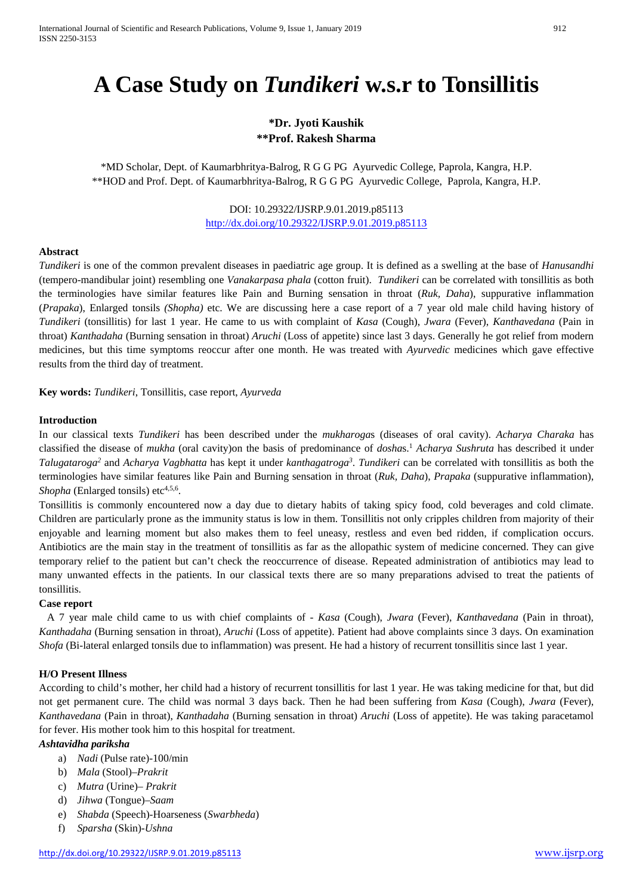# A Case Study on *Tundikeri* w.s.r to Tonsillitis

**\*Dr. Jyoti Kaushik**
**\*\*Prof. Rakesh Sharma**

\*MD Scholar, Dept. of Kaumarbhritya-Balrog, R G G PG Ayurvedic College, Paprola, Kangra, H.P.
\*\*HOD and Prof. Dept. of Kaumarbhritya-Balrog, R G G PG Ayurvedic College, Paprola, Kangra, H.P.

DOI: 10.29322/IJSRP.9.01.2019.p85113
http://dx.doi.org/10.29322/IJSRP.9.01.2019.p85113

**Abstract**

*Tundikeri* is one of the common prevalent diseases in paediatric age group. It is defined as a swelling at the base of *Hanusandhi* (tempero-mandibular joint) resembling one *Vanakarpasa phala* (cotton fruit). *Tundikeri* can be correlated with tonsillitis as both the terminologies have similar features like Pain and Burning sensation in throat (*Ruk, Daha*), suppurative inflammation (*Prapaka*), Enlarged tonsils *(Shopha)* etc. We are discussing here a case report of a 7 year old male child having history of *Tundikeri* (tonsillitis) for last 1 year. He came to us with complaint of *Kasa* (Cough), *Jwara* (Fever), *Kanthavedana* (Pain in throat) *Kanthadaha* (Burning sensation in throat) *Aruchi* (Loss of appetite) since last 3 days. Generally he got relief from modern medicines, but this time symptoms reoccur after one month. He was treated with *Ayurvedic* medicines which gave effective results from the third day of treatment.

**Key words:** *Tundikeri*, Tonsillitis, case report, *Ayurveda*

**Introduction**

In our classical texts *Tundikeri* has been described under the *mukharoga*s (diseases of oral cavity). *Acharya Charaka* has classified the disease of *mukha* (oral cavity)on the basis of predominance of *dosha*s.[1] *Acharya Sushruta* has described it under *Talugataroga*[2] and *Acharya Vagbhatta* has kept it under *kanthagatroga*[3]. *Tundikeri* can be correlated with tonsillitis as both the terminologies have similar features like Pain and Burning sensation in throat (*Ruk, Daha*), *Prapaka* (suppurative inflammation), *Shopha* (Enlarged tonsils) etc[4,5,6].

Tonsillitis is commonly encountered now a day due to dietary habits of taking spicy food, cold beverages and cold climate. Children are particularly prone as the immunity status is low in them. Tonsillitis not only cripples children from majority of their enjoyable and learning moment but also makes them to feel uneasy, restless and even bed ridden, if complication occurs. Antibiotics are the main stay in the treatment of tonsillitis as far as the allopathic system of medicine concerned. They can give temporary relief to the patient but can't check the reoccurrence of disease. Repeated administration of antibiotics may lead to many unwanted effects in the patients. In our classical texts there are so many preparations advised to treat the patients of tonsillitis.

**Case report**

A 7 year male child came to us with chief complaints of - *Kasa* (Cough), *Jwara* (Fever), *Kanthavedana* (Pain in throat), *Kanthadaha* (Burning sensation in throat), *Aruchi* (Loss of appetite). Patient had above complaints since 3 days. On examination *Shofa* (Bi-lateral enlarged tonsils due to inflammation) was present. He had a history of recurrent tonsillitis since last 1 year.

**H/O Present Illness**

According to child's mother, her child had a history of recurrent tonsillitis for last 1 year. He was taking medicine for that, but did not get permanent cure. The child was normal 3 days back. Then he had been suffering from *Kasa* (Cough), *Jwara* (Fever), *Kanthavedana* (Pain in throat), *Kanthadaha* (Burning sensation in throat) *Aruchi* (Loss of appetite). He was taking paracetamol for fever. His mother took him to this hospital for treatment.

***Ashtavidha pariksha***

a) *Nadi* (Pulse rate)-100/min
b) *Mala* (Stool)–*Prakrit*
c) *Mutra* (Urine)– *Prakrit*
d) *Jihwa* (Tongue)–*Saam*
e) *Shabda* (Speech)-Hoarseness (*Swarbheda*)
f) *Sparsha* (Skin)-*Ushna*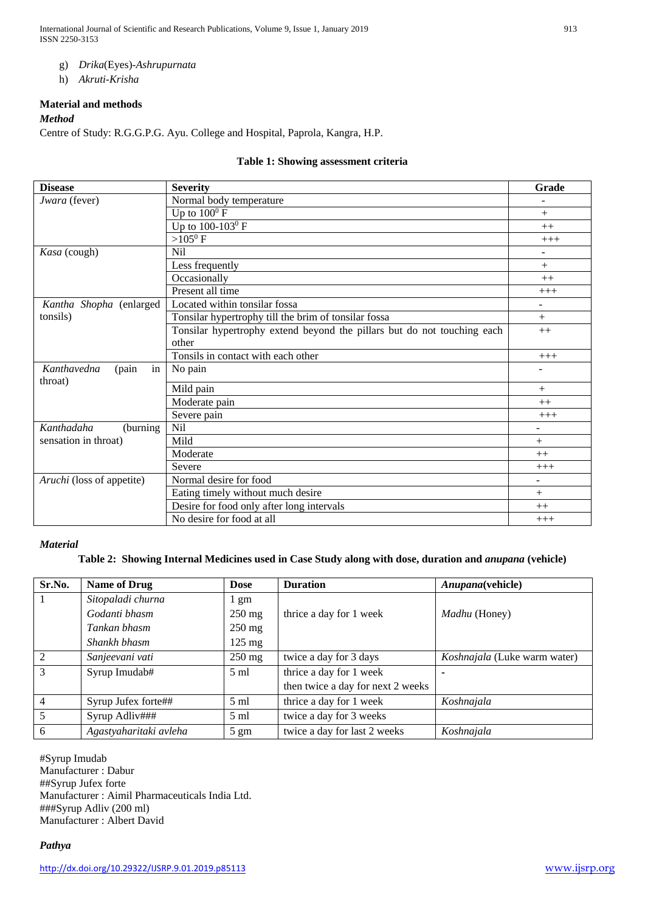g) *Drika*(Eyes)-*Ashrupurnata*

h) *Akruti-Krisha*

**Material and methods**

***Method***

Centre of Study: R.G.G.P.G. Ayu. College and Hospital, Paprola, Kangra, H.P.

**Table 1: Showing assessment criteria**

| Disease | Severity | Grade |
|---|---|---|
| *Jwara* (fever) | Normal body temperature | - |
| | Up to $100^0$ F | + |
| | Up to $100\text{-}103^0$ F | ++ |
| | $>105^0$ F | +++ |
| *Kasa* (cough) | Nil | - |
| | Less frequently | + |
| | Occasionally | ++ |
| | Present all time | +++ |
| *Kantha Shopha* (enlarged tonsils) | Located within tonsilar fossa | - |
| | Tonsilar hypertrophy till the brim of tonsilar fossa | + |
| | Tonsilar hypertrophy extend beyond the pillars but do not touching each other | ++ |
| | Tonsils in contact with each other | +++ |
| *Kanthavedna* (pain in throat) | No pain | - |
| | Mild pain | + |
| | Moderate pain | ++ |
| | Severe pain | +++ |
| *Kanthadaha* (burning sensation in throat) | Nil | - |
| | Mild | + |
| | Moderate | ++ |
| | Severe | +++ |
| *Aruchi* (loss of appetite) | Normal desire for food | - |
| | Eating timely without much desire | + |
| | Desire for food only after long intervals | ++ |
| | No desire for food at all | +++ |

***Material***

**Table 2: Showing Internal Medicines used in Case Study along with dose, duration and *anupana* (vehicle)**

| Sr.No. | Name of Drug | Dose | Duration | *Anupana*(vehicle) |
|---|---|---|---|---|
| 1 | *Sitopaladi churna* | 1 gm | thrice a day for 1 week | *Madhu* (Honey) |
| | *Godanti bhasm* | 250 mg | | |
| | *Tankan bhasm* | 250 mg | | |
| | *Shankh bhasm* | 125 mg | | |
| 2 | *Sanjeevani vati* | 250 mg | twice a day for 3 days | *Koshnajala* (Luke warm water) |
| 3 | Syrup Imudab# | 5 ml | thrice a day for 1 week then twice a day for next 2 weeks | - |
| 4 | Syrup Jufex forte## | 5 ml | thrice a day for 1 week | *Koshnajala* |
| 5 | Syrup Adliv### | 5 ml | twice a day for 3 weeks | |
| 6 | *Agastyaharitaki avleha* | 5 gm | twice a day for last 2 weeks | *Koshnajala* |

#Syrup Imudab
Manufacturer : Dabur
##Syrup Jufex forte
Manufacturer : Aimil Pharmaceuticals India Ltd.
###Syrup Adliv (200 ml)
Manufacturer : Albert David

***Pathya***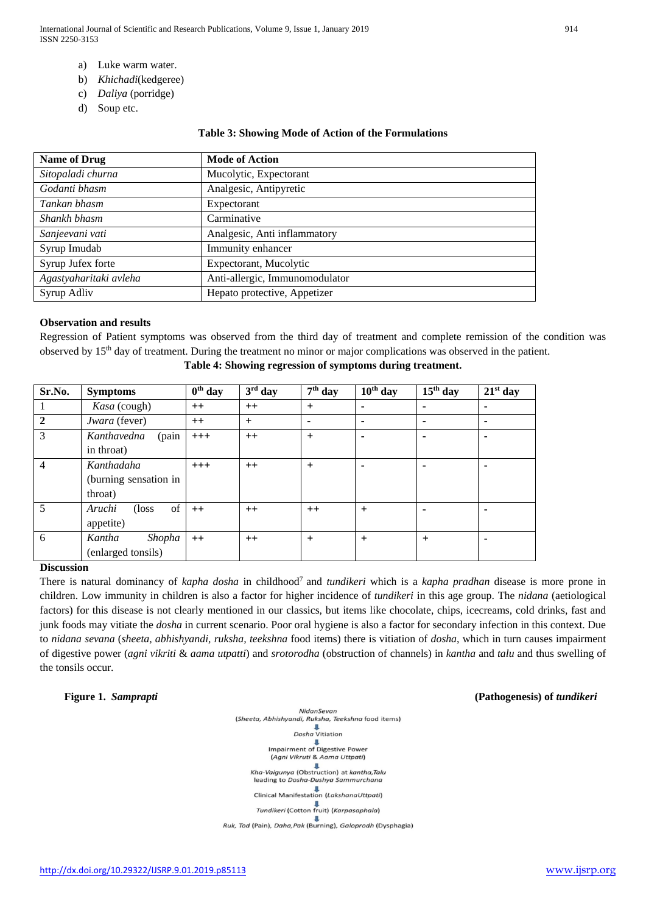a) Luke warm water.
b) *Khichadi*(kedgeree)
c) *Daliya* (porridge)
d) Soup etc.

**Table 3: Showing Mode of Action of the Formulations**

| Name of Drug | Mode of Action |
|---|---|
| *Sitopaladi churna* | Mucolytic, Expectorant |
| *Godanti bhasm* | Analgesic, Antipyretic |
| *Tankan bhasm* | Expectorant |
| *Shankh bhasm* | Carminative |
| *Sanjeevani vati* | Analgesic, Anti inflammatory |
| Syrup Imudab | Immunity enhancer |
| Syrup Jufex forte | Expectorant, Mucolytic |
| *Agastyaharitaki avleha* | Anti-allergic, Immunomodulator |
| Syrup Adliv | Hepato protective, Appetizer |

**Observation and results**

Regression of Patient symptoms was observed from the third day of treatment and complete remission of the condition was observed by 15th day of treatment. During the treatment no minor or major complications was observed in the patient.

**Table 4: Showing regression of symptoms during treatment.**

| Sr.No. | Symptoms | 0th day | 3rd day | 7th day | 10th day | 15th day | 21st day |
|---|---|---|---|---|---|---|---|
| 1 | *Kasa* (cough) | ++ | ++ | + | - | - | - |
| **2** | *Jwara* (fever) | ++ | + | - | - | - | - |
| 3 | *Kanthavedna* (pain in throat) | +++ | ++ | + | - | - | - |
| 4 | *Kanthadaha* (burning sensation in throat) | +++ | ++ | + | - | - | - |
| 5 | *Aruchi* (loss of appetite) | ++ | ++ | ++ | + | - | - |
| 6 | *Kantha Shopha* (enlarged tonsils) | ++ | ++ | + | + | + | - |

**Discussion**

There is natural dominancy of *kapha dosha* in childhood[7] and *tundikeri* which is a *kapha pradhan* disease is more prone in children. Low immunity in children is also a factor for higher incidence of *tundikeri* in this age group. The *nidana* (aetiological factors) for this disease is not clearly mentioned in our classics, but items like chocolate, chips, icecreams, cold drinks, fast and junk foods may vitiate the *dosha* in current scenario. Poor oral hygiene is also a factor for secondary infection in this context. Due to *nidana sevana* (*sheeta, abhishyandi, ruksha, teekshna* food items) there is vitiation of *dosha*, which in turn causes impairment of digestive power (*agni vikriti* & *aama utpatti*) and *srotorodha* (obstruction of channels) in *kantha* and *talu* and thus swelling of the tonsils occur.

**Figure 1.** ***Samprapti*** **(Pathogenesis) of** ***tundikeri***

*NidanSevan*
(*Sheeta, Abhishyandi, Ruksha, Teekshna* food items)
↓
*Dosha* Vitiation
↓
Impairment of Digestive Power
(*Agni Vikruti* & *Aama Uttpati*)
↓
*Kha-Vaigunya* (Obstruction) at *kantha,Talu* leading to *Dosha-Dushya Sammurchana*
↓
Clinical Manifestation (*LakshanaUttpati*)
↓
*Tundikeri* (Cotton fruit) (*Karpasaphala*)
↓
*Ruk, Tod* (Pain), *Daha,Pak* (Burning), *Galoprodh* (Dysphagia)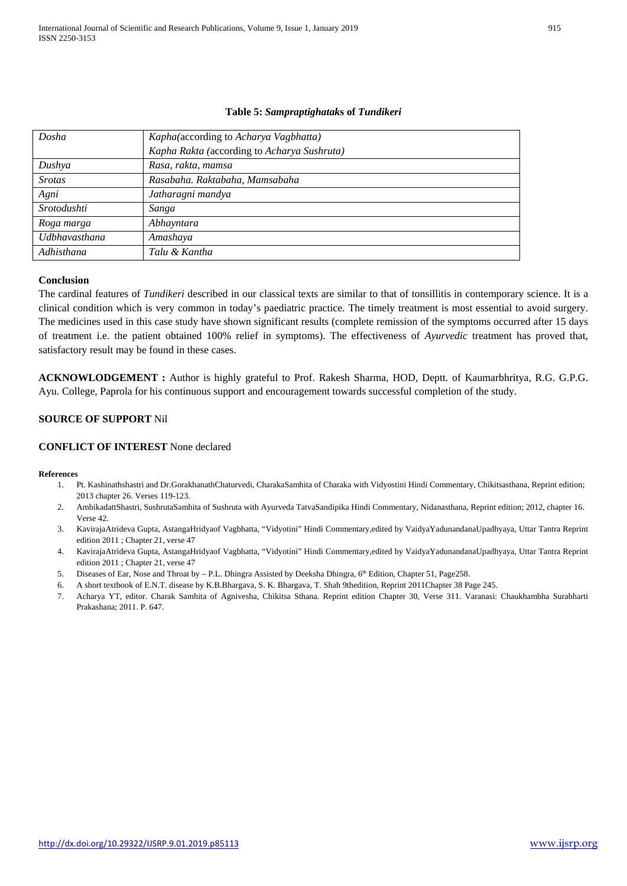**Table 5: *Sampraptighataks* of *Tundikeri***

| | |
|---|---|
| *Dosha* | *Kapha*(according to *Acharya Vagbhatta)*<br>*Kapha Rakta (*according to *Acharya Sushruta)* |
| *Dushya* | *Rasa, rakta, mamsa* |
| *Srotas* | *Rasabaha. Raktabaha, Mamsabaha* |
| *Agni* | *Jatharagni mandya* |
| *Srotodushti* | *Sanga* |
| *Roga marga* | *Abhayntara* |
| *Udbhavasthana* | *Amashaya* |
| *Adhisthana* | *Talu & Kantha* |

## Conclusion

The cardinal features of *Tundikeri* described in our classical texts are similar to that of tonsillitis in contemporary science. It is a clinical condition which is very common in today's paediatric practice. The timely treatment is most essential to avoid surgery. The medicines used in this case study have shown significant results (complete remission of the symptoms occurred after 15 days of treatment i.e. the patient obtained 100% relief in symptoms). The effectiveness of *Ayurvedic* treatment has proved that, satisfactory result may be found in these cases.

**ACKNOWLODGEMENT :** Author is highly grateful to Prof. Rakesh Sharma, HOD, Deptt. of Kaumarbhritya, R.G. G.P.G. Ayu. College, Paprola for his continuous support and encouragement towards successful completion of the study.

**SOURCE OF SUPPORT** Nil

**CONFLICT OF INTEREST** None declared

**References**

1. Pt. Kashinathshastri and Dr.GorakhanathChaturvedi, CharakaSamhita of Charaka with Vidyostini Hindi Commentary, Chikitsasthana, Reprint edition; 2013 chapter 26. Verses 119-123.
2. AmbikadattShastri, SushrutaSamhita of Sushruta with Ayurveda TatvaSandipika Hindi Commentary, Nidanasthana, Reprint edition; 2012, chapter 16. Verse 42.
3. KavirajaAtrideva Gupta, AstangaHridyaof Vagbhatta, "Vidyotini" Hindi Commentary,edited by VaidyaYadunandanaUpadhyaya, Uttar Tantra Reprint edition 2011 ; Chapter 21, verse 47
4. KavirajaAtrideva Gupta, AstangaHridyaof Vagbhatta, "Vidyotini" Hindi Commentary,edited by VaidyaYadunandanaUpadhyaya, Uttar Tantra Reprint edition 2011 ; Chapter 21, verse 47
5. Diseases of Ear, Nose and Throat by – P.L. Dhingra Assisted by Deeksha Dhingra, 6th Edition, Chapter 51, Page258.
6. A short textbook of E.N.T. disease by K.B.Bhargava, S. K. Bhargava, T. Shah 9thedition, Reprint 2011Chapter 38 Page 245.
7. Acharya YT, editor. Charak Samhita of Agnivesha, Chikitsa Sthana. Reprint edition Chapter 30, Verse 311. Varanasi: Chaukhambha Surabharti Prakashana; 2011. P. 647.